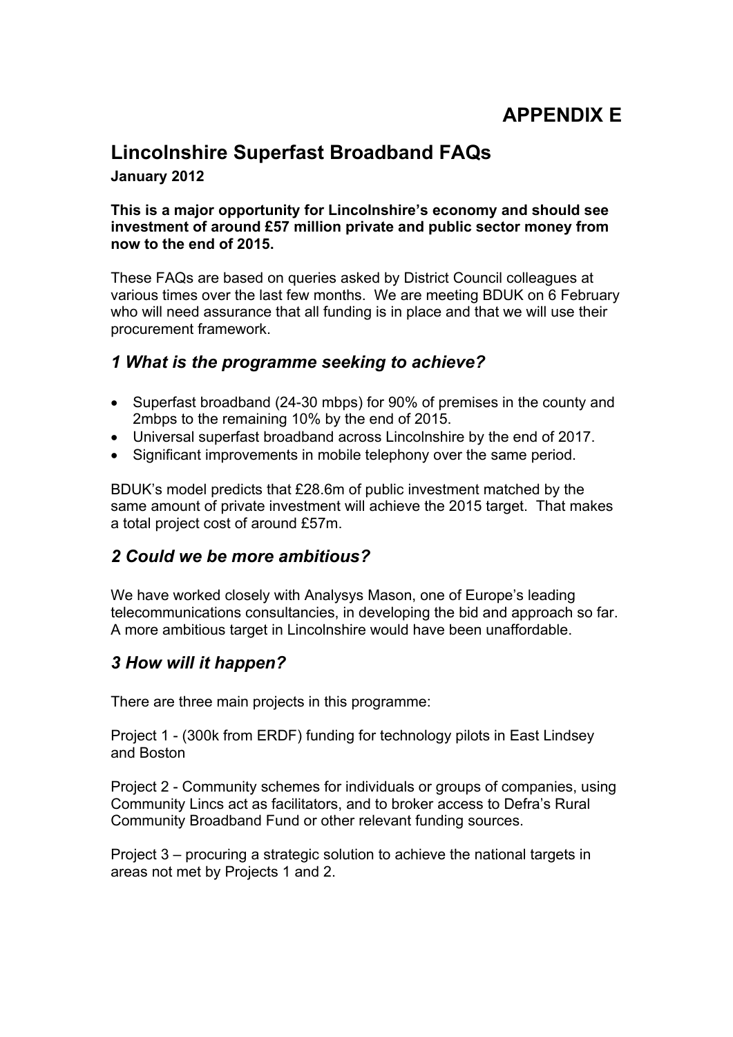# APPENDIX E

## Lincolnshire Superfast Broadband FAQs

**January 2012**

**This is a major opportunity for Lincolnshire's economy and should see investment of around £57 million private and public sector money from now to the end of 2015.**

These FAQs are based on queries asked by District Council colleagues at various times over the last few months. We are meeting BDUK on 6 February who will need assurance that all funding is in place and that we will use their procurement framework.

### *1 What is the programme seeking to achieve?*

- Superfast broadband (24-30 mbps) for 90% of premises in the county and 2mbps to the remaining 10% by the end of 2015.
- Universal superfast broadband across Lincolnshire by the end of 2017.
- Significant improvements in mobile telephony over the same period.

BDUK's model predicts that £28.6m of public investment matched by the same amount of private investment will achieve the 2015 target. That makes a total project cost of around £57m.

### *2 Could we be more ambitious?*

We have worked closely with Analysys Mason, one of Europe's leading telecommunications consultancies, in developing the bid and approach so far. A more ambitious target in Lincolnshire would have been unaffordable.

### *3 How will it happen?*

There are three main projects in this programme:

Project 1 - (300k from ERDF) funding for technology pilots in East Lindsey and Boston

Project 2 - Community schemes for individuals or groups of companies, using Community Lincs act as facilitators, and to broker access to Defra's Rural Community Broadband Fund or other relevant funding sources.

Project 3 – procuring a strategic solution to achieve the national targets in areas not met by Projects 1 and 2.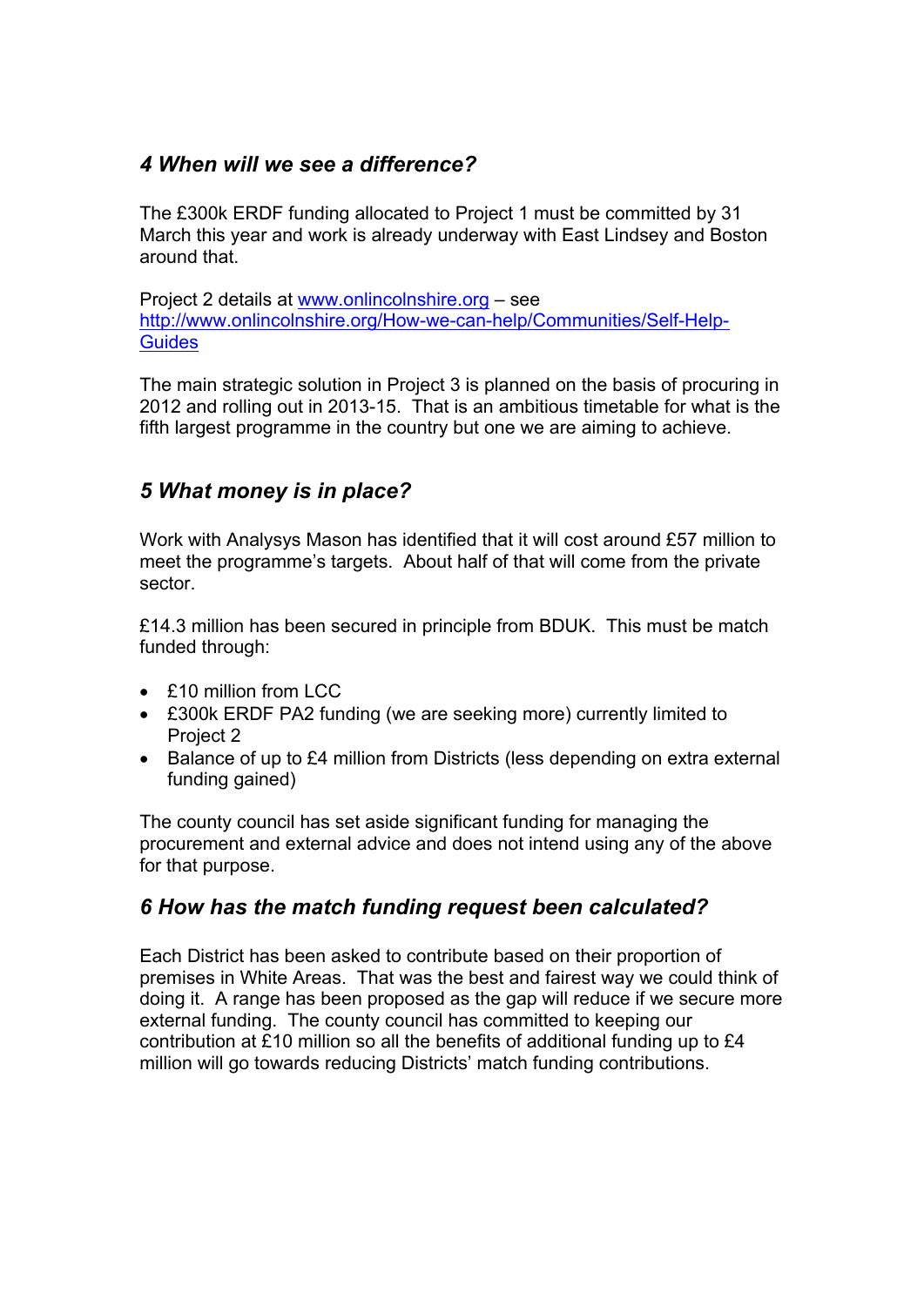## *4 When will we see a difference?*

The £300k ERDF funding allocated to Project 1 must be committed by 31 March this year and work is already underway with East Lindsey and Boston around that.

Project 2 details at [www.onlincolnshire.org](www.onlincolnshire.org) – see [http://www.onlincolnshire.org/How-we-can-help/Communities/Self-Help-Guides](http://www.onlincolnshire.org/How-we-can-help/Communities/Self-Help-Guides)

The main strategic solution in Project 3 is planned on the basis of procuring in 2012 and rolling out in 2013-15. That is an ambitious timetable for what is the fifth largest programme in the country but one we are aiming to achieve.

## *5 What money is in place?*

Work with Analysys Mason has identified that it will cost around £57 million to meet the programme's targets. About half of that will come from the private sector.

£14.3 million has been secured in principle from BDUK. This must be match funded through:

- £10 million from LCC
- £300k ERDF PA2 funding (we are seeking more) currently limited to Project 2
- Balance of up to £4 million from Districts (less depending on extra external funding gained)

The county council has set aside significant funding for managing the procurement and external advice and does not intend using any of the above for that purpose.

## *6 How has the match funding request been calculated?*

Each District has been asked to contribute based on their proportion of premises in White Areas. That was the best and fairest way we could think of doing it. A range has been proposed as the gap will reduce if we secure more external funding. The county council has committed to keeping our contribution at £10 million so all the benefits of additional funding up to £4 million will go towards reducing Districts' match funding contributions.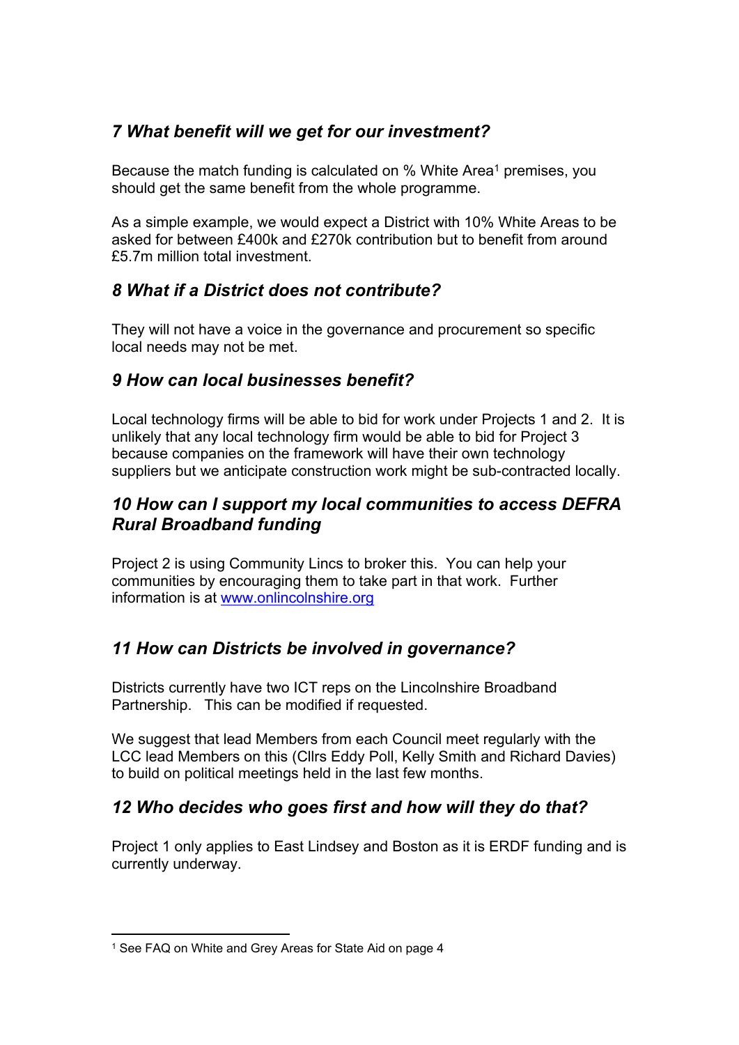## *7 What benefit will we get for our investment?*

Because the match funding is calculated on % White Area[1] premises, you should get the same benefit from the whole programme.

As a simple example, we would expect a District with 10% White Areas to be asked for between £400k and £270k contribution but to benefit from around £5.7m million total investment.

## *8 What if a District does not contribute?*

They will not have a voice in the governance and procurement so specific local needs may not be met.

## *9 How can local businesses benefit?*

Local technology firms will be able to bid for work under Projects 1 and 2. It is unlikely that any local technology firm would be able to bid for Project 3 because companies on the framework will have their own technology suppliers but we anticipate construction work might be sub-contracted locally.

## *10 How can I support my local communities to access DEFRA Rural Broadband funding*

Project 2 is using Community Lincs to broker this. You can help your communities by encouraging them to take part in that work. Further information is at [www.onlincolnshire.org](www.onlincolnshire.org)

## *11 How can Districts be involved in governance?*

Districts currently have two ICT reps on the Lincolnshire Broadband Partnership. This can be modified if requested.

We suggest that lead Members from each Council meet regularly with the LCC lead Members on this (Cllrs Eddy Poll, Kelly Smith and Richard Davies) to build on political meetings held in the last few months.

## *12 Who decides who goes first and how will they do that?*

Project 1 only applies to East Lindsey and Boston as it is ERDF funding and is currently underway.

---

[1] See FAQ on White and Grey Areas for State Aid on page 4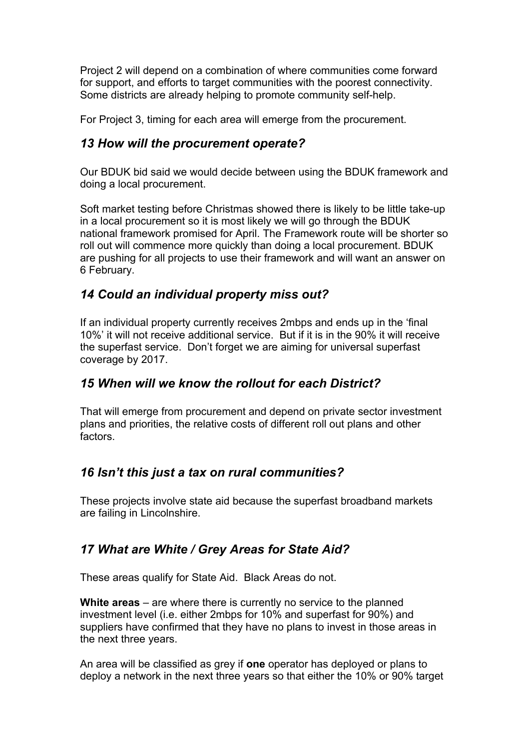Project 2 will depend on a combination of where communities come forward for support, and efforts to target communities with the poorest connectivity. Some districts are already helping to promote community self-help.

For Project 3, timing for each area will emerge from the procurement.

### *13 How will the procurement operate?*

Our BDUK bid said we would decide between using the BDUK framework and doing a local procurement.

Soft market testing before Christmas showed there is likely to be little take-up in a local procurement so it is most likely we will go through the BDUK national framework promised for April. The Framework route will be shorter so roll out will commence more quickly than doing a local procurement. BDUK are pushing for all projects to use their framework and will want an answer on 6 February.

### *14 Could an individual property miss out?*

If an individual property currently receives 2mbps and ends up in the 'final 10%' it will not receive additional service. But if it is in the 90% it will receive the superfast service. Don't forget we are aiming for universal superfast coverage by 2017.

### *15 When will we know the rollout for each District?*

That will emerge from procurement and depend on private sector investment plans and priorities, the relative costs of different roll out plans and other factors.

### *16 Isn't this just a tax on rural communities?*

These projects involve state aid because the superfast broadband markets are failing in Lincolnshire.

### *17 What are White / Grey Areas for State Aid?*

These areas qualify for State Aid. Black Areas do not.

**White areas** – are where there is currently no service to the planned investment level (i.e. either 2mbps for 10% and superfast for 90%) and suppliers have confirmed that they have no plans to invest in those areas in the next three years.

An area will be classified as grey if **one** operator has deployed or plans to deploy a network in the next three years so that either the 10% or 90% target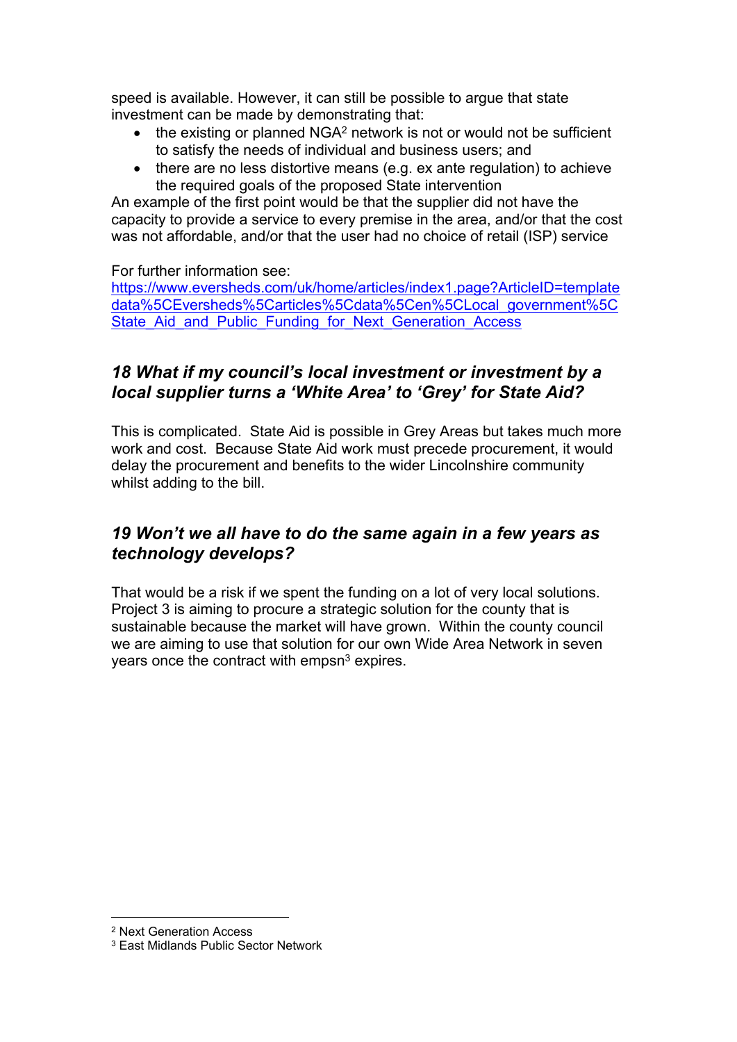speed is available. However, it can still be possible to argue that state investment can be made by demonstrating that:

- the existing or planned NGA[2] network is not or would not be sufficient to satisfy the needs of individual and business users; and
- there are no less distortive means (e.g. ex ante regulation) to achieve the required goals of the proposed State intervention

An example of the first point would be that the supplier did not have the capacity to provide a service to every premise in the area, and/or that the cost was not affordable, and/or that the user had no choice of retail (ISP) service

For further information see:
[https://www.eversheds.com/uk/home/articles/index1.page?ArticleID=templatedata%5CEversheds%5Carticles%5Cdata%5Cen%5CLocal_government%5CState_Aid_and_Public_Funding_for_Next_Generation_Access](https://www.eversheds.com/uk/home/articles/index1.page?ArticleID=templatedata%5CEversheds%5Carticles%5Cdata%5Cen%5CLocal_government%5CState_Aid_and_Public_Funding_for_Next_Generation_Access)

### *18 What if my council's local investment or investment by a local supplier turns a 'White Area' to 'Grey' for State Aid?*

This is complicated. State Aid is possible in Grey Areas but takes much more work and cost. Because State Aid work must precede procurement, it would delay the procurement and benefits to the wider Lincolnshire community whilst adding to the bill.

### *19 Won't we all have to do the same again in a few years as technology develops?*

That would be a risk if we spent the funding on a lot of very local solutions. Project 3 is aiming to procure a strategic solution for the county that is sustainable because the market will have grown. Within the county council we are aiming to use that solution for our own Wide Area Network in seven years once the contract with empsn[3] expires.

---

[2] Next Generation Access

[3] East Midlands Public Sector Network